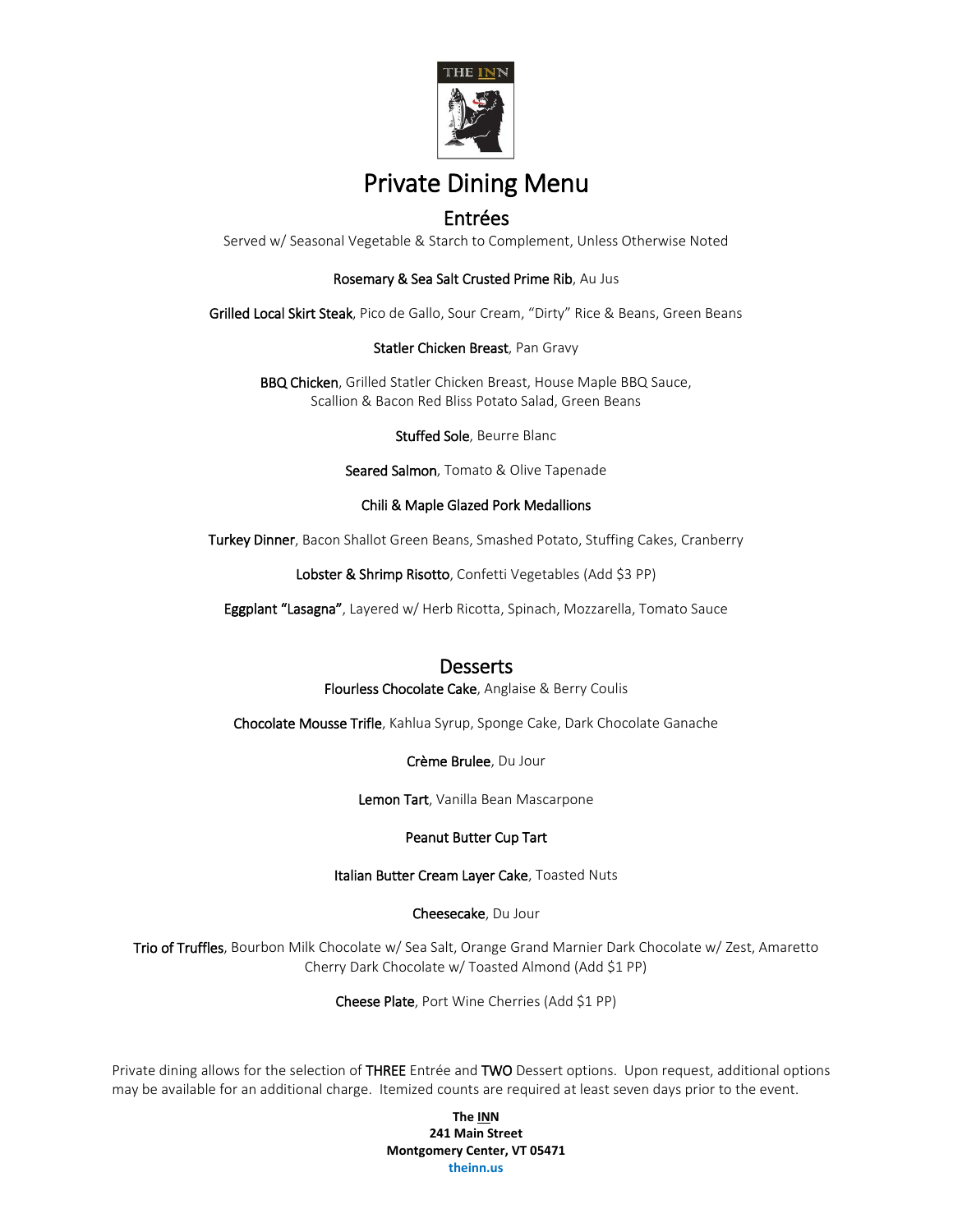THE INN

# Private Dining Menu

## Entrées

Served w/ Seasonal Vegetable & Starch to Complement, Unless Otherwise Noted

**Rosemary & Sea Salt Crusted Prime Rib**, Au Jus

**Grilled Local Skirt Steak**, Pico de Gallo, Sour Cream, "Dirty" Rice & Beans, Green Beans

**Statler Chicken Breast**, Pan Gravy

**BBQ Chicken**, Grilled Statler Chicken Breast, House Maple BBQ Sauce, Scallion & Bacon Red Bliss Potato Salad, Green Beans

**Stuffed Sole**, Beurre Blanc

**Seared Salmon**, Tomato & Olive Tapenade

**Chili & Maple Glazed Pork Medallions**

**Turkey Dinner**, Bacon Shallot Green Beans, Smashed Potato, Stuffing Cakes, Cranberry

**Lobster & Shrimp Risotto**, Confetti Vegetables (Add $3 PP)

**Eggplant "Lasagna"**, Layered w/ Herb Ricotta, Spinach, Mozzarella, Tomato Sauce

## Desserts

**Flourless Chocolate Cake**, Anglaise & Berry Coulis

**Chocolate Mousse Trifle**, Kahlua Syrup, Sponge Cake, Dark Chocolate Ganache

**Crème Brulee**, Du Jour

**Lemon Tart**, Vanilla Bean Mascarpone

**Peanut Butter Cup Tart**

**Italian Butter Cream Layer Cake**, Toasted Nuts

**Cheesecake**, Du Jour

**Trio of Truffles**, Bourbon Milk Chocolate w/ Sea Salt, Orange Grand Marnier Dark Chocolate w/ Zest, Amaretto Cherry Dark Chocolate w/ Toasted Almond (Add $1 PP)

**Cheese Plate**, Port Wine Cherries (Add $1 PP)

Private dining allows for the selection of THREE Entrée and TWO Dessert options. Upon request, additional options may be available for an additional charge. Itemized counts are required at least seven days prior to the event.

**The INN**
**241 Main Street**
**Montgomery Center, VT 05471**
**theinn.us**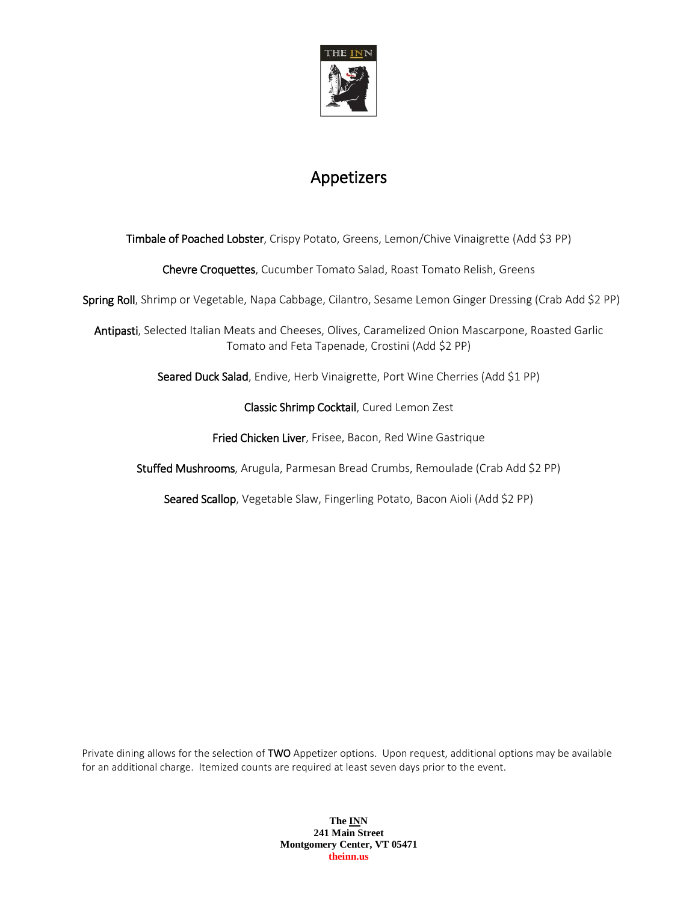# Appetizers

**Timbale of Poached Lobster**, Crispy Potato, Greens, Lemon/Chive Vinaigrette (Add $3 PP)

**Chevre Croquettes**, Cucumber Tomato Salad, Roast Tomato Relish, Greens

**Spring Roll**, Shrimp or Vegetable, Napa Cabbage, Cilantro, Sesame Lemon Ginger Dressing (Crab Add $2 PP)

**Antipasti**, Selected Italian Meats and Cheeses, Olives, Caramelized Onion Mascarpone, Roasted Garlic Tomato and Feta Tapenade, Crostini (Add $2 PP)

**Seared Duck Salad**, Endive, Herb Vinaigrette, Port Wine Cherries (Add $1 PP)

**Classic Shrimp Cocktail**, Cured Lemon Zest

**Fried Chicken Liver**, Frisee, Bacon, Red Wine Gastrique

**Stuffed Mushrooms**, Arugula, Parmesan Bread Crumbs, Remoulade (Crab Add $2 PP)

**Seared Scallop**, Vegetable Slaw, Fingerling Potato, Bacon Aioli (Add $2 PP)

Private dining allows for the selection of **TWO** Appetizer options. Upon request, additional options may be available for an additional charge. Itemized counts are required at least seven days prior to the event.

**The INN**
**241 Main Street**
**Montgomery Center, VT 05471**
**theinn.us**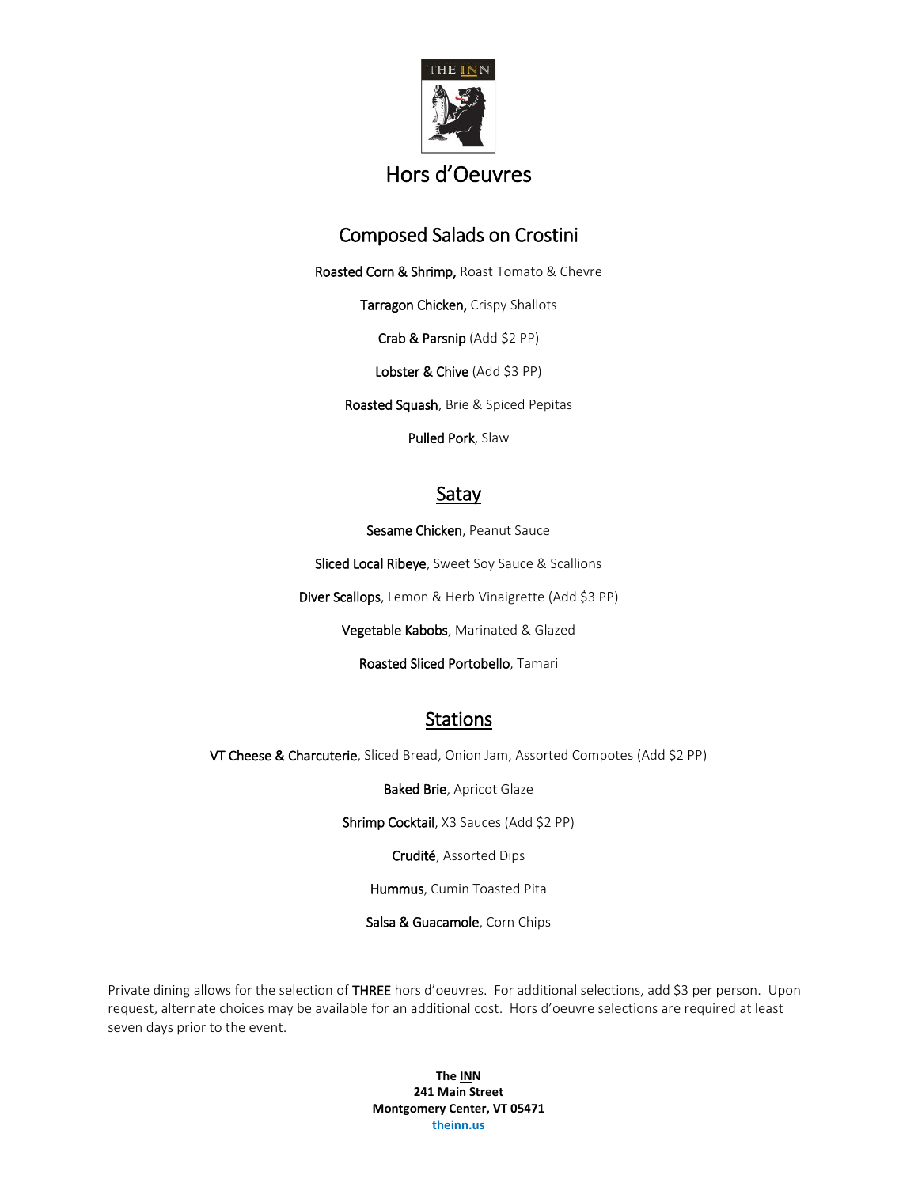# Hors d'Oeuvres

## Composed Salads on Crostini

**Roasted Corn & Shrimp,** Roast Tomato & Chevre

**Tarragon Chicken,** Crispy Shallots

**Crab & Parsnip** (Add $2 PP)

**Lobster & Chive** (Add $3 PP)

**Roasted Squash**, Brie & Spiced Pepitas

**Pulled Pork**, Slaw

## Satay

**Sesame Chicken**, Peanut Sauce

**Sliced Local Ribeye**, Sweet Soy Sauce & Scallions

**Diver Scallops**, Lemon & Herb Vinaigrette (Add $3 PP)

**Vegetable Kabobs**, Marinated & Glazed

**Roasted Sliced Portobello**, Tamari

## Stations

**VT Cheese & Charcuterie**, Sliced Bread, Onion Jam, Assorted Compotes (Add $2 PP)

**Baked Brie**, Apricot Glaze

**Shrimp Cocktail**, X3 Sauces (Add $2 PP)

**Crudité**, Assorted Dips

**Hummus**, Cumin Toasted Pita

**Salsa & Guacamole**, Corn Chips

Private dining allows for the selection of **THREE** hors d'oeuvres. For additional selections, add $3 per person. Upon request, alternate choices may be available for an additional cost. Hors d'oeuvre selections are required at least seven days prior to the event.

**The INN**
**241 Main Street**
**Montgomery Center, VT 05471**
**theinn.us**